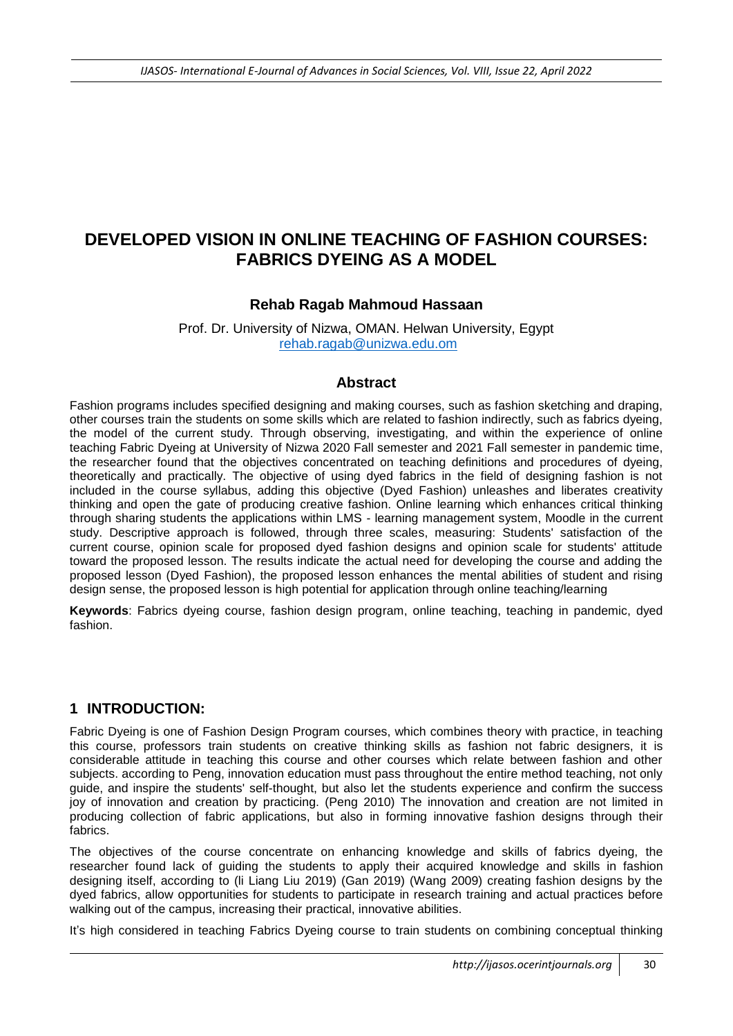# DEVELOPED VISION IN ONLINE TEACHING OF FASHION COURSES: FABRICS DYEING AS A MODEL

**Rehab Ragab Mahmoud Hassaan**

Prof. Dr. University of Nizwa, OMAN. Helwan University, Egypt
rehab.ragab@unizwa.edu.om

## Abstract

Fashion programs includes specified designing and making courses, such as fashion sketching and draping, other courses train the students on some skills which are related to fashion indirectly, such as fabrics dyeing, the model of the current study. Through observing, investigating, and within the experience of online teaching Fabric Dyeing at University of Nizwa 2020 Fall semester and 2021 Fall semester in pandemic time, the researcher found that the objectives concentrated on teaching definitions and procedures of dyeing, theoretically and practically. The objective of using dyed fabrics in the field of designing fashion is not included in the course syllabus, adding this objective (Dyed Fashion) unleashes and liberates creativity thinking and open the gate of producing creative fashion. Online learning which enhances critical thinking through sharing students the applications within LMS - learning management system, Moodle in the current study. Descriptive approach is followed, through three scales, measuring: Students' satisfaction of the current course, opinion scale for proposed dyed fashion designs and opinion scale for students' attitude toward the proposed lesson. The results indicate the actual need for developing the course and adding the proposed lesson (Dyed Fashion), the proposed lesson enhances the mental abilities of student and rising design sense, the proposed lesson is high potential for application through online teaching/learning

**Keywords**: Fabrics dyeing course, fashion design program, online teaching, teaching in pandemic, dyed fashion.

## 1 INTRODUCTION:

Fabric Dyeing is one of Fashion Design Program courses, which combines theory with practice, in teaching this course, professors train students on creative thinking skills as fashion not fabric designers, it is considerable attitude in teaching this course and other courses which relate between fashion and other subjects. according to Peng, innovation education must pass throughout the entire method teaching, not only guide, and inspire the students' self-thought, but also let the students experience and confirm the success joy of innovation and creation by practicing. (Peng 2010) The innovation and creation are not limited in producing collection of fabric applications, but also in forming innovative fashion designs through their fabrics.

The objectives of the course concentrate on enhancing knowledge and skills of fabrics dyeing, the researcher found lack of guiding the students to apply their acquired knowledge and skills in fashion designing itself, according to (li Liang Liu 2019) (Gan 2019) (Wang 2009) creating fashion designs by the dyed fabrics, allow opportunities for students to participate in research training and actual practices before walking out of the campus, increasing their practical, innovative abilities.

It's high considered in teaching Fabrics Dyeing course to train students on combining conceptual thinking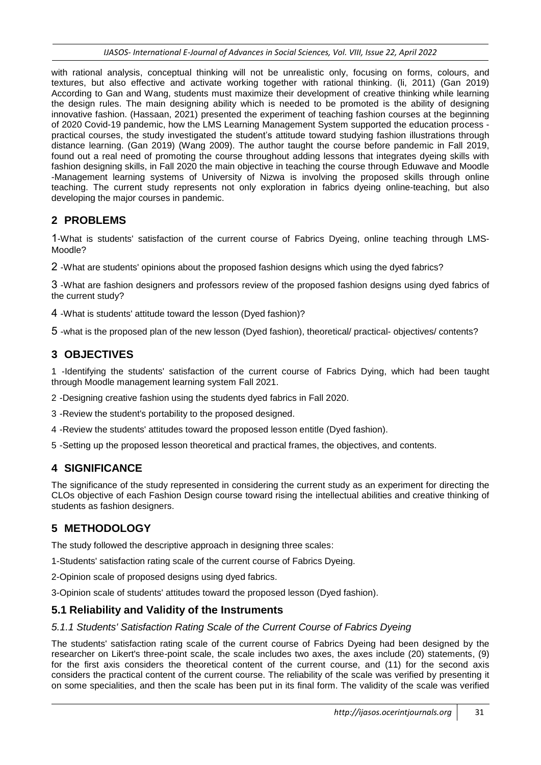with rational analysis, conceptual thinking will not be unrealistic only, focusing on forms, colours, and textures, but also effective and activate working together with rational thinking. (li, 2011) (Gan 2019) According to Gan and Wang, students must maximize their development of creative thinking while learning the design rules. The main designing ability which is needed to be promoted is the ability of designing innovative fashion. (Hassaan, 2021) presented the experiment of teaching fashion courses at the beginning of 2020 Covid-19 pandemic, how the LMS Learning Management System supported the education process - practical courses, the study investigated the student's attitude toward studying fashion illustrations through distance learning. (Gan 2019) (Wang 2009). The author taught the course before pandemic in Fall 2019, found out a real need of promoting the course throughout adding lessons that integrates dyeing skills with fashion designing skills, in Fall 2020 the main objective in teaching the course through Eduwave and Moodle -Management learning systems of University of Nizwa is involving the proposed skills through online teaching. The current study represents not only exploration in fabrics dyeing online-teaching, but also developing the major courses in pandemic.

## 2 PROBLEMS

1-What is students' satisfaction of the current course of Fabrics Dyeing, online teaching through LMS-Moodle?

2 -What are students' opinions about the proposed fashion designs which using the dyed fabrics?

3 -What are fashion designers and professors review of the proposed fashion designs using dyed fabrics of the current study?

4 -What is students' attitude toward the lesson (Dyed fashion)?

5 -what is the proposed plan of the new lesson (Dyed fashion), theoretical/ practical- objectives/ contents?

## 3 OBJECTIVES

1 -Identifying the students' satisfaction of the current course of Fabrics Dying, which had been taught through Moodle management learning system Fall 2021.

2 -Designing creative fashion using the students dyed fabrics in Fall 2020.

3 -Review the student's portability to the proposed designed.

4 -Review the students' attitudes toward the proposed lesson entitle (Dyed fashion).

5 -Setting up the proposed lesson theoretical and practical frames, the objectives, and contents.

## 4 SIGNIFICANCE

The significance of the study represented in considering the current study as an experiment for directing the CLOs objective of each Fashion Design course toward rising the intellectual abilities and creative thinking of students as fashion designers.

## 5 METHODOLOGY

The study followed the descriptive approach in designing three scales:

1-Students' satisfaction rating scale of the current course of Fabrics Dyeing.

2-Opinion scale of proposed designs using dyed fabrics.

3-Opinion scale of students' attitudes toward the proposed lesson (Dyed fashion).

### 5.1 Reliability and Validity of the Instruments

#### *5.1.1 Students' Satisfaction Rating Scale of the Current Course of Fabrics Dyeing*

The students' satisfaction rating scale of the current course of Fabrics Dyeing had been designed by the researcher on Likert's three-point scale, the scale includes two axes, the axes include (20) statements, (9) for the first axis considers the theoretical content of the current course, and (11) for the second axis considers the practical content of the current course. The reliability of the scale was verified by presenting it on some specialities, and then the scale has been put in its final form. The validity of the scale was verified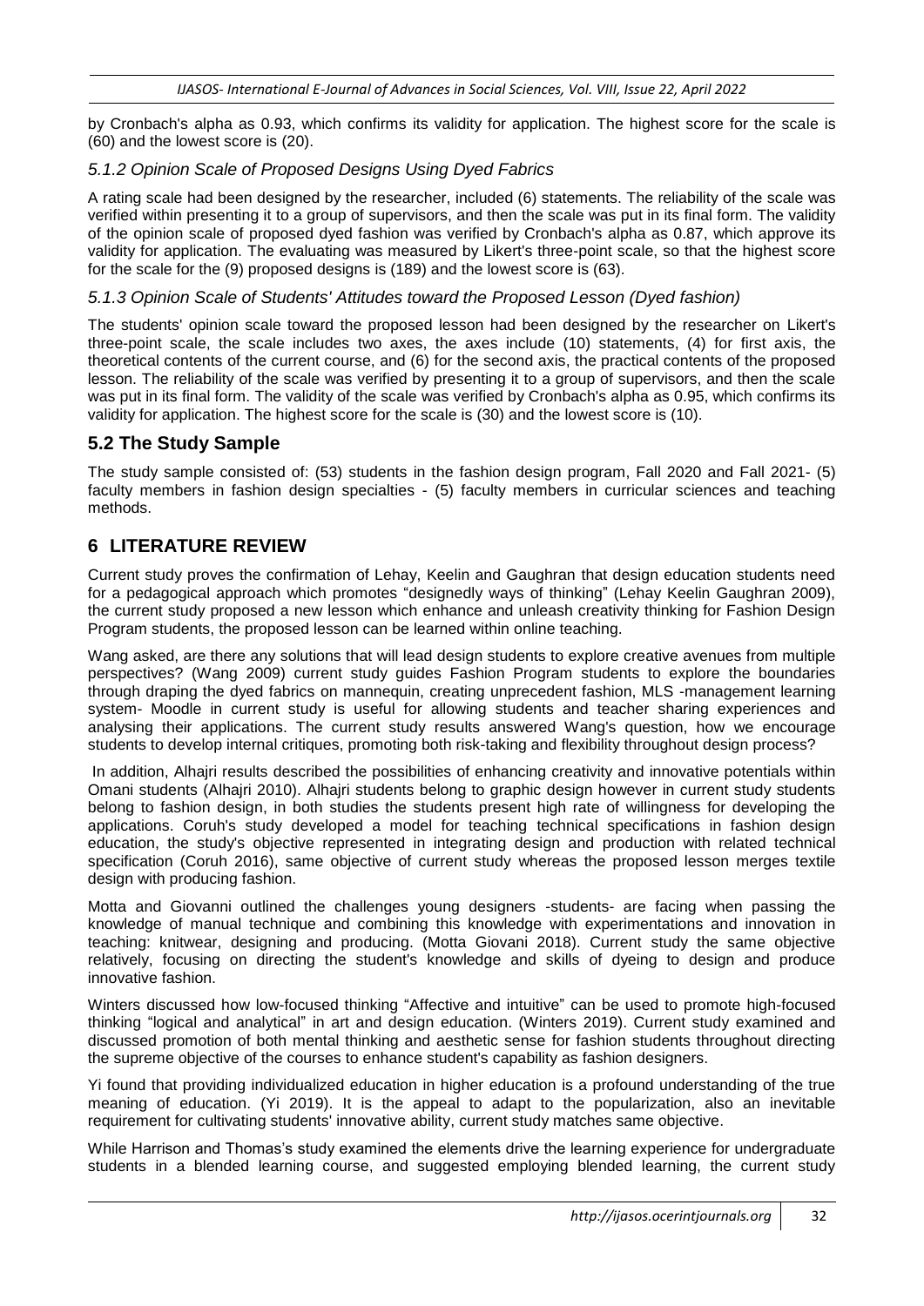by Cronbach's alpha as 0.93, which confirms its validity for application. The highest score for the scale is (60) and the lowest score is (20).

### *5.1.2 Opinion Scale of Proposed Designs Using Dyed Fabrics*

A rating scale had been designed by the researcher, included (6) statements. The reliability of the scale was verified within presenting it to a group of supervisors, and then the scale was put in its final form. The validity of the opinion scale of proposed dyed fashion was verified by Cronbach's alpha as 0.87, which approve its validity for application. The evaluating was measured by Likert's three-point scale, so that the highest score for the scale for the (9) proposed designs is (189) and the lowest score is (63).

### *5.1.3 Opinion Scale of Students' Attitudes toward the Proposed Lesson (Dyed fashion)*

The students' opinion scale toward the proposed lesson had been designed by the researcher on Likert's three-point scale, the scale includes two axes, the axes include (10) statements, (4) for first axis, the theoretical contents of the current course, and (6) for the second axis, the practical contents of the proposed lesson. The reliability of the scale was verified by presenting it to a group of supervisors, and then the scale was put in its final form. The validity of the scale was verified by Cronbach's alpha as 0.95, which confirms its validity for application. The highest score for the scale is (30) and the lowest score is (10).

## 5.2 The Study Sample

The study sample consisted of: (53) students in the fashion design program, Fall 2020 and Fall 2021- (5) faculty members in fashion design specialties - (5) faculty members in curricular sciences and teaching methods.

# 6 LITERATURE REVIEW

Current study proves the confirmation of Lehay, Keelin and Gaughran that design education students need for a pedagogical approach which promotes "designedly ways of thinking" (Lehay Keelin Gaughran 2009), the current study proposed a new lesson which enhance and unleash creativity thinking for Fashion Design Program students, the proposed lesson can be learned within online teaching.

Wang asked, are there any solutions that will lead design students to explore creative avenues from multiple perspectives? (Wang 2009) current study guides Fashion Program students to explore the boundaries through draping the dyed fabrics on mannequin, creating unprecedent fashion, MLS -management learning system- Moodle in current study is useful for allowing students and teacher sharing experiences and analysing their applications. The current study results answered Wang's question, how we encourage students to develop internal critiques, promoting both risk-taking and flexibility throughout design process?

In addition, Alhajri results described the possibilities of enhancing creativity and innovative potentials within Omani students (Alhajri 2010). Alhajri students belong to graphic design however in current study students belong to fashion design, in both studies the students present high rate of willingness for developing the applications. Coruh's study developed a model for teaching technical specifications in fashion design education, the study's objective represented in integrating design and production with related technical specification (Coruh 2016), same objective of current study whereas the proposed lesson merges textile design with producing fashion.

Motta and Giovanni outlined the challenges young designers -students- are facing when passing the knowledge of manual technique and combining this knowledge with experimentations and innovation in teaching: knitwear, designing and producing. (Motta Giovani 2018). Current study the same objective relatively, focusing on directing the student's knowledge and skills of dyeing to design and produce innovative fashion.

Winters discussed how low-focused thinking "Affective and intuitive" can be used to promote high-focused thinking "logical and analytical" in art and design education. (Winters 2019). Current study examined and discussed promotion of both mental thinking and aesthetic sense for fashion students throughout directing the supreme objective of the courses to enhance student's capability as fashion designers.

Yi found that providing individualized education in higher education is a profound understanding of the true meaning of education. (Yi 2019). It is the appeal to adapt to the popularization, also an inevitable requirement for cultivating students' innovative ability, current study matches same objective.

While Harrison and Thomas's study examined the elements drive the learning experience for undergraduate students in a blended learning course, and suggested employing blended learning, the current study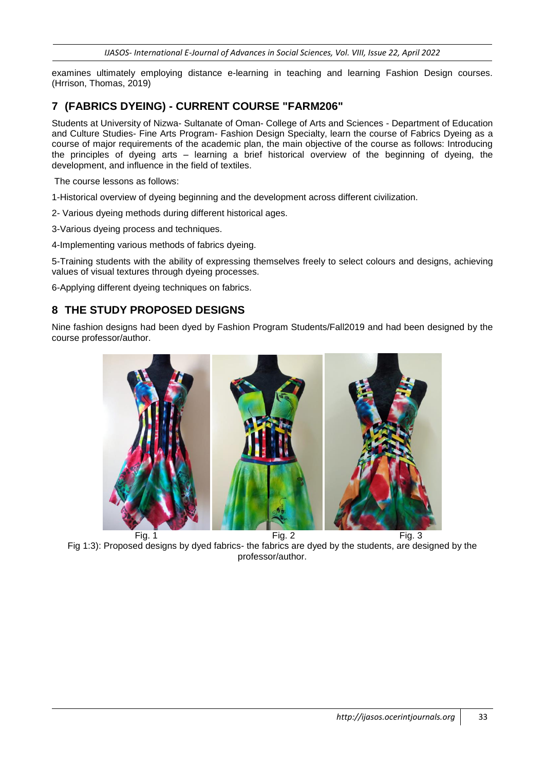examines ultimately employing distance e-learning in teaching and learning Fashion Design courses. (Hrrison, Thomas, 2019)

## 7 (FABRICS DYEING) - CURRENT COURSE "FARM206"

Students at University of Nizwa- Sultanate of Oman- College of Arts and Sciences - Department of Education and Culture Studies- Fine Arts Program- Fashion Design Specialty, learn the course of Fabrics Dyeing as a course of major requirements of the academic plan, the main objective of the course as follows: Introducing the principles of dyeing arts – learning a brief historical overview of the beginning of dyeing, the development, and influence in the field of textiles.

The course lessons as follows:

1-Historical overview of dyeing beginning and the development across different civilization.

2- Various dyeing methods during different historical ages.

3-Various dyeing process and techniques.

4-Implementing various methods of fabrics dyeing.

5-Training students with the ability of expressing themselves freely to select colours and designs, achieving values of visual textures through dyeing processes.

6-Applying different dyeing techniques on fabrics.

## 8 THE STUDY PROPOSED DESIGNS

Nine fashion designs had been dyed by Fashion Program Students/Fall2019 and had been designed by the course professor/author.

Fig. 1 Fig. 2 Fig. 3

Fig 1:3): Proposed designs by dyed fabrics- the fabrics are dyed by the students, are designed by the professor/author.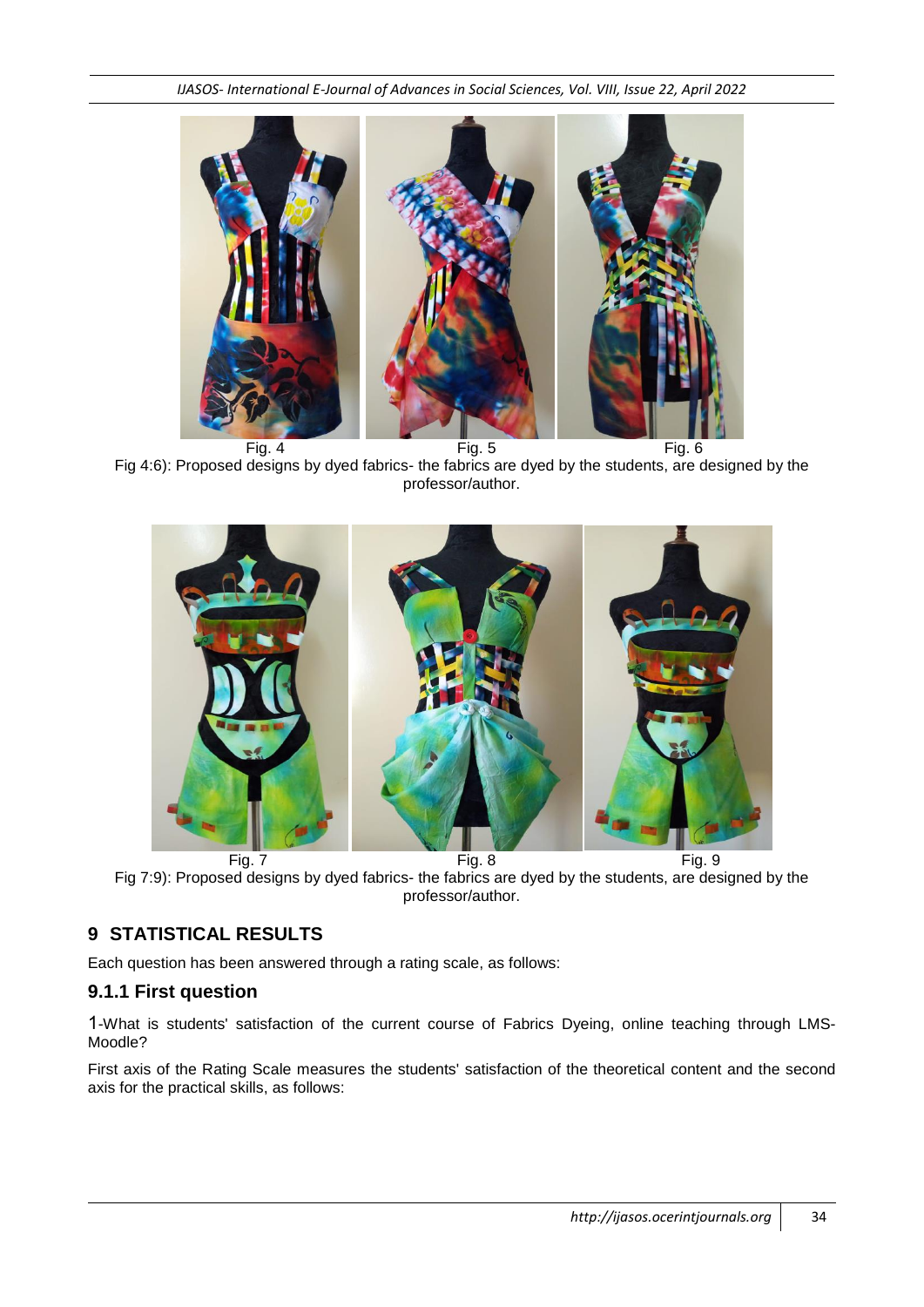Fig. 4 Fig. 5 Fig. 6

Fig 4:6): Proposed designs by dyed fabrics- the fabrics are dyed by the students, are designed by the professor/author.

Fig. 7 Fig. 8 Fig. 9

Fig 7:9): Proposed designs by dyed fabrics- the fabrics are dyed by the students, are designed by the professor/author.

## 9 STATISTICAL RESULTS

Each question has been answered through a rating scale, as follows:

### 9.1.1 First question

1-What is students' satisfaction of the current course of Fabrics Dyeing, online teaching through LMS-Moodle?

First axis of the Rating Scale measures the students' satisfaction of the theoretical content and the second axis for the practical skills, as follows: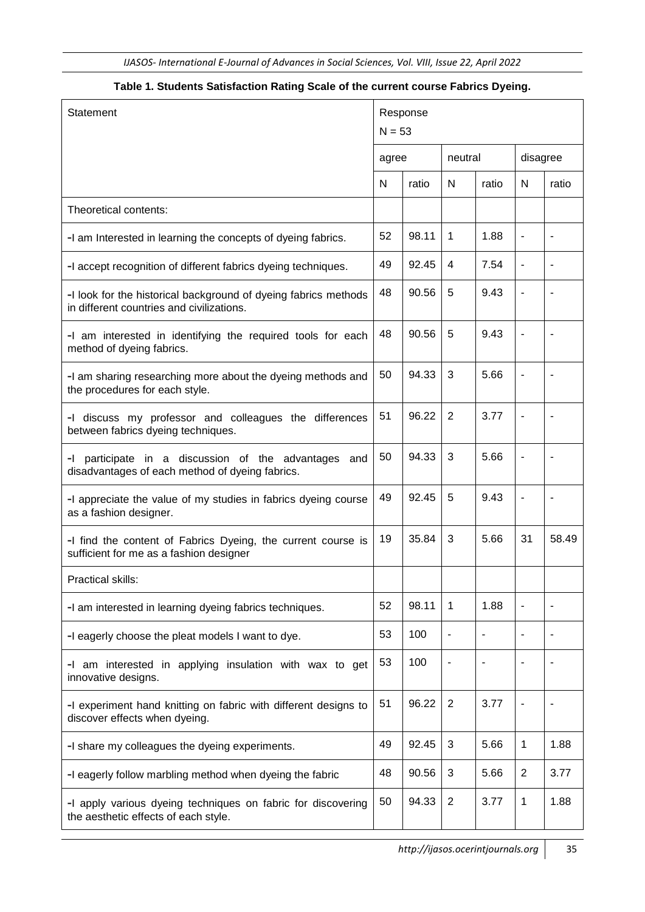**Table 1. Students Satisfaction Rating Scale of the current course Fabrics Dyeing.**

| Statement | Response N = 53 | | | | | |
|---|---|---|---|---|---|---|
| | agree | | neutral | | disagree | |
| | N | ratio | N | ratio | N | ratio |
| Theoretical contents: | | | | | | |
| -I am Interested in learning the concepts of dyeing fabrics. | 52 | 98.11 | 1 | 1.88 | - | - |
| -I accept recognition of different fabrics dyeing techniques. | 49 | 92.45 | 4 | 7.54 | - | - |
| -I look for the historical background of dyeing fabrics methods in different countries and civilizations. | 48 | 90.56 | 5 | 9.43 | - | - |
| -I am interested in identifying the required tools for each method of dyeing fabrics. | 48 | 90.56 | 5 | 9.43 | - | - |
| -I am sharing researching more about the dyeing methods and the procedures for each style. | 50 | 94.33 | 3 | 5.66 | - | - |
| -I discuss my professor and colleagues the differences between fabrics dyeing techniques. | 51 | 96.22 | 2 | 3.77 | - | - |
| -I participate in a discussion of the advantages and disadvantages of each method of dyeing fabrics. | 50 | 94.33 | 3 | 5.66 | - | - |
| -I appreciate the value of my studies in fabrics dyeing course as a fashion designer. | 49 | 92.45 | 5 | 9.43 | - | - |
| -I find the content of Fabrics Dyeing, the current course is sufficient for me as a fashion designer | 19 | 35.84 | 3 | 5.66 | 31 | 58.49 |
| Practical skills: | | | | | | |
| -I am interested in learning dyeing fabrics techniques. | 52 | 98.11 | 1 | 1.88 | - | - |
| -I eagerly choose the pleat models I want to dye. | 53 | 100 | - | - | - | - |
| -I am interested in applying insulation with wax to get innovative designs. | 53 | 100 | - | - | - | - |
| -I experiment hand knitting on fabric with different designs to discover effects when dyeing. | 51 | 96.22 | 2 | 3.77 | - | - |
| -I share my colleagues the dyeing experiments. | 49 | 92.45 | 3 | 5.66 | 1 | 1.88 |
| -I eagerly follow marbling method when dyeing the fabric | 48 | 90.56 | 3 | 5.66 | 2 | 3.77 |
| -I apply various dyeing techniques on fabric for discovering the aesthetic effects of each style. | 50 | 94.33 | 2 | 3.77 | 1 | 1.88 |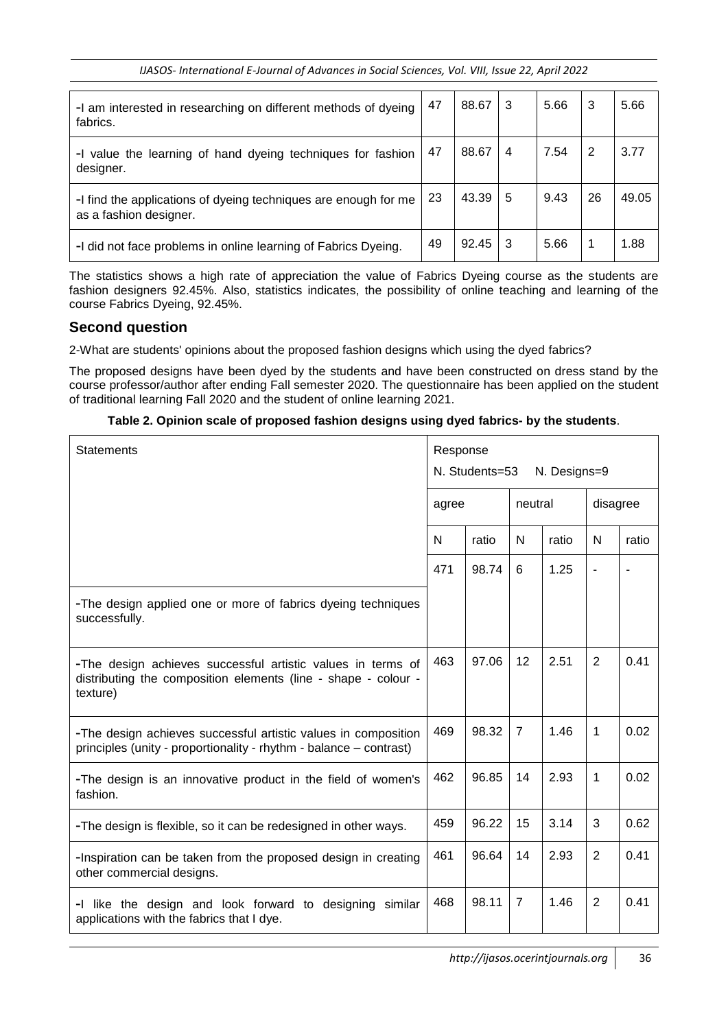| | | | | | | |
|---|---|---|---|---|---|---|
| -I am interested in researching on different methods of dyeing fabrics. | 47 | 88.67 | 3 | 5.66 | 3 | 5.66 |
| -I value the learning of hand dyeing techniques for fashion designer. | 47 | 88.67 | 4 | 7.54 | 2 | 3.77 |
| -I find the applications of dyeing techniques are enough for me as a fashion designer. | 23 | 43.39 | 5 | 9.43 | 26 | 49.05 |
| -I did not face problems in online learning of Fabrics Dyeing. | 49 | 92.45 | 3 | 5.66 | 1 | 1.88 |

The statistics shows a high rate of appreciation the value of Fabrics Dyeing course as the students are fashion designers 92.45%. Also, statistics indicates, the possibility of online teaching and learning of the course Fabrics Dyeing, 92.45%.

## Second question

2-What are students' opinions about the proposed fashion designs which using the dyed fabrics?

The proposed designs have been dyed by the students and have been constructed on dress stand by the course professor/author after ending Fall semester 2020. The questionnaire has been applied on the student of traditional learning Fall 2020 and the student of online learning 2021.

**Table 2. Opinion scale of proposed fashion designs using dyed fabrics- by the students**.

| Statements | Response N. Students=53 N. Designs=9 | | | | | |
|---|---|---|---|---|---|---|
| | agree | | neutral | | disagree | |
| | N | ratio | N | ratio | N | ratio |
| -The design applied one or more of fabrics dyeing techniques successfully. | 471 | 98.74 | 6 | 1.25 | - | - |
| -The design achieves successful artistic values in terms of distributing the composition elements (line - shape - colour - texture) | 463 | 97.06 | 12 | 2.51 | 2 | 0.41 |
| -The design achieves successful artistic values in composition principles (unity - proportionality - rhythm - balance – contrast) | 469 | 98.32 | 7 | 1.46 | 1 | 0.02 |
| -The design is an innovative product in the field of women's fashion. | 462 | 96.85 | 14 | 2.93 | 1 | 0.02 |
| -The design is flexible, so it can be redesigned in other ways. | 459 | 96.22 | 15 | 3.14 | 3 | 0.62 |
| -Inspiration can be taken from the proposed design in creating other commercial designs. | 461 | 96.64 | 14 | 2.93 | 2 | 0.41 |
| -I like the design and look forward to designing similar applications with the fabrics that I dye. | 468 | 98.11 | 7 | 1.46 | 2 | 0.41 |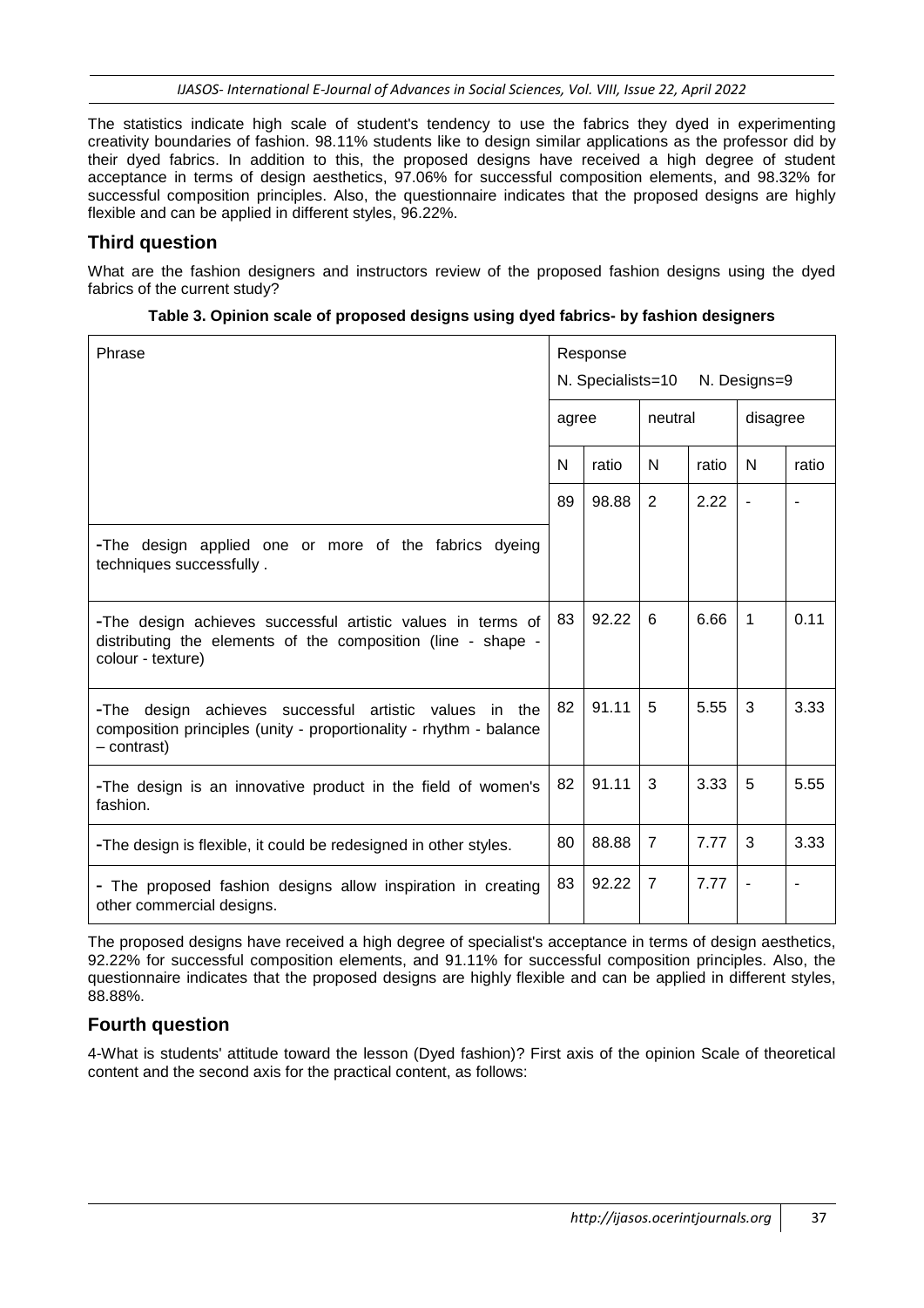The statistics indicate high scale of student's tendency to use the fabrics they dyed in experimenting creativity boundaries of fashion. 98.11% students like to design similar applications as the professor did by their dyed fabrics. In addition to this, the proposed designs have received a high degree of student acceptance in terms of design aesthetics, 97.06% for successful composition elements, and 98.32% for successful composition principles. Also, the questionnaire indicates that the proposed designs are highly flexible and can be applied in different styles, 96.22%.

## Third question

What are the fashion designers and instructors review of the proposed fashion designs using the dyed fabrics of the current study?

**Table 3. Opinion scale of proposed designs using dyed fabrics- by fashion designers**

| Phrase | Response N. Specialists=10 N. Designs=9 | | | | | |
|---|---|---|---|---|---|---|
| | agree | | neutral | | disagree | |
| | N | ratio | N | ratio | N | ratio |
| -The design applied one or more of the fabrics dyeing techniques successfully . | 89 | 98.88 | 2 | 2.22 | - | - |
| -The design achieves successful artistic values in terms of distributing the elements of the composition (line - shape - colour - texture) | 83 | 92.22 | 6 | 6.66 | 1 | 0.11 |
| -The design achieves successful artistic values in the composition principles (unity - proportionality - rhythm - balance – contrast) | 82 | 91.11 | 5 | 5.55 | 3 | 3.33 |
| -The design is an innovative product in the field of women's fashion. | 82 | 91.11 | 3 | 3.33 | 5 | 5.55 |
| -The design is flexible, it could be redesigned in other styles. | 80 | 88.88 | 7 | 7.77 | 3 | 3.33 |
| - The proposed fashion designs allow inspiration in creating other commercial designs. | 83 | 92.22 | 7 | 7.77 | - | - |

The proposed designs have received a high degree of specialist's acceptance in terms of design aesthetics, 92.22% for successful composition elements, and 91.11% for successful composition principles. Also, the questionnaire indicates that the proposed designs are highly flexible and can be applied in different styles, 88.88%.

## Fourth question

4-What is students' attitude toward the lesson (Dyed fashion)? First axis of the opinion Scale of theoretical content and the second axis for the practical content, as follows: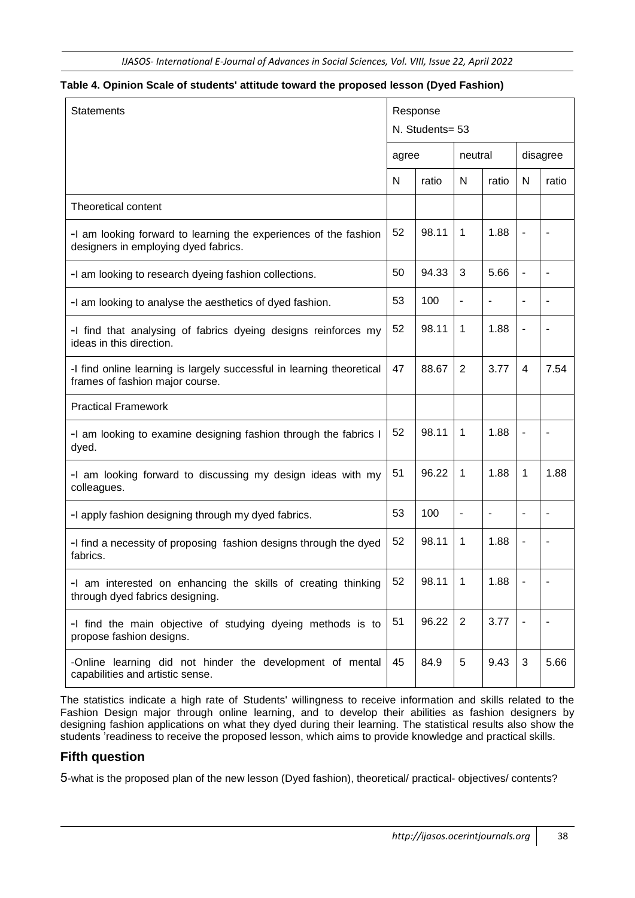**Table 4. Opinion Scale of students' attitude toward the proposed lesson (Dyed Fashion)**

| Statements | Response N. Students= 53 | | | | | |
|---|---|---|---|---|---|---|
| | agree | | neutral | | disagree | |
| | N | ratio | N | ratio | N | ratio |
| Theoretical content | | | | | | |
| -I am looking forward to learning the experiences of the fashion designers in employing dyed fabrics. | 52 | 98.11 | 1 | 1.88 | - | - |
| -I am looking to research dyeing fashion collections. | 50 | 94.33 | 3 | 5.66 | - | - |
| -I am looking to analyse the aesthetics of dyed fashion. | 53 | 100 | - | - | - | - |
| -I find that analysing of fabrics dyeing designs reinforces my ideas in this direction. | 52 | 98.11 | 1 | 1.88 | - | - |
| -I find online learning is largely successful in learning theoretical frames of fashion major course. | 47 | 88.67 | 2 | 3.77 | 4 | 7.54 |
| Practical Framework | | | | | | |
| -I am looking to examine designing fashion through the fabrics I dyed. | 52 | 98.11 | 1 | 1.88 | - | - |
| -I am looking forward to discussing my design ideas with my colleagues. | 51 | 96.22 | 1 | 1.88 | 1 | 1.88 |
| -I apply fashion designing through my dyed fabrics. | 53 | 100 | - | - | - | - |
| -I find a necessity of proposing fashion designs through the dyed fabrics. | 52 | 98.11 | 1 | 1.88 | - | - |
| -I am interested on enhancing the skills of creating thinking through dyed fabrics designing. | 52 | 98.11 | 1 | 1.88 | - | - |
| -I find the main objective of studying dyeing methods is to propose fashion designs. | 51 | 96.22 | 2 | 3.77 | - | - |
| -Online learning did not hinder the development of mental capabilities and artistic sense. | 45 | 84.9 | 5 | 9.43 | 3 | 5.66 |

The statistics indicate a high rate of Students' willingness to receive information and skills related to the Fashion Design major through online learning, and to develop their abilities as fashion designers by designing fashion applications on what they dyed during their learning. The statistical results also show the students 'readiness to receive the proposed lesson, which aims to provide knowledge and practical skills.

## Fifth question

5-what is the proposed plan of the new lesson (Dyed fashion), theoretical/ practical- objectives/ contents?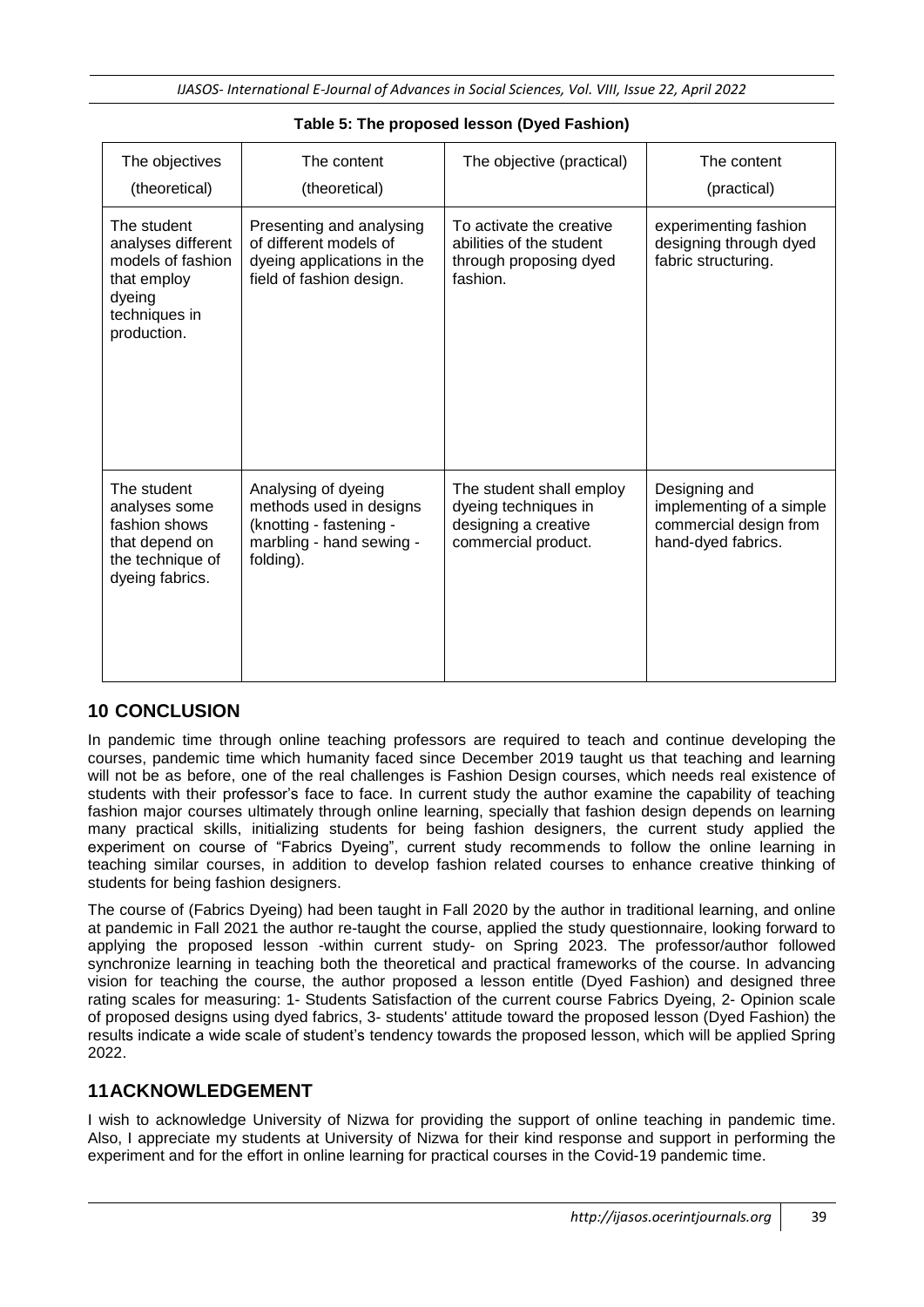**Table 5: The proposed lesson (Dyed Fashion)**

| The objectives (theoretical) | The content (theoretical) | The objective (practical) | The content (practical) |
|---|---|---|---|
| The student analyses different models of fashion that employ dyeing techniques in production. | Presenting and analysing of different models of dyeing applications in the field of fashion design. | To activate the creative abilities of the student through proposing dyed fashion. | experimenting fashion designing through dyed fabric structuring. |
| The student analyses some fashion shows that depend on the technique of dyeing fabrics. | Analysing of dyeing methods used in designs (knotting - fastening - marbling - hand sewing - folding). | The student shall employ dyeing techniques in designing a creative commercial product. | Designing and implementing of a simple commercial design from hand-dyed fabrics. |

## 10 CONCLUSION

In pandemic time through online teaching professors are required to teach and continue developing the courses, pandemic time which humanity faced since December 2019 taught us that teaching and learning will not be as before, one of the real challenges is Fashion Design courses, which needs real existence of students with their professor's face to face. In current study the author examine the capability of teaching fashion major courses ultimately through online learning, specially that fashion design depends on learning many practical skills, initializing students for being fashion designers, the current study applied the experiment on course of "Fabrics Dyeing", current study recommends to follow the online learning in teaching similar courses, in addition to develop fashion related courses to enhance creative thinking of students for being fashion designers.

The course of (Fabrics Dyeing) had been taught in Fall 2020 by the author in traditional learning, and online at pandemic in Fall 2021 the author re-taught the course, applied the study questionnaire, looking forward to applying the proposed lesson -within current study- on Spring 2023. The professor/author followed synchronize learning in teaching both the theoretical and practical frameworks of the course. In advancing vision for teaching the course, the author proposed a lesson entitle (Dyed Fashion) and designed three rating scales for measuring: 1- Students Satisfaction of the current course Fabrics Dyeing, 2- Opinion scale of proposed designs using dyed fabrics, 3- students' attitude toward the proposed lesson (Dyed Fashion) the results indicate a wide scale of student's tendency towards the proposed lesson, which will be applied Spring 2022.

## 11 ACKNOWLEDGEMENT

I wish to acknowledge University of Nizwa for providing the support of online teaching in pandemic time. Also, I appreciate my students at University of Nizwa for their kind response and support in performing the experiment and for the effort in online learning for practical courses in the Covid-19 pandemic time.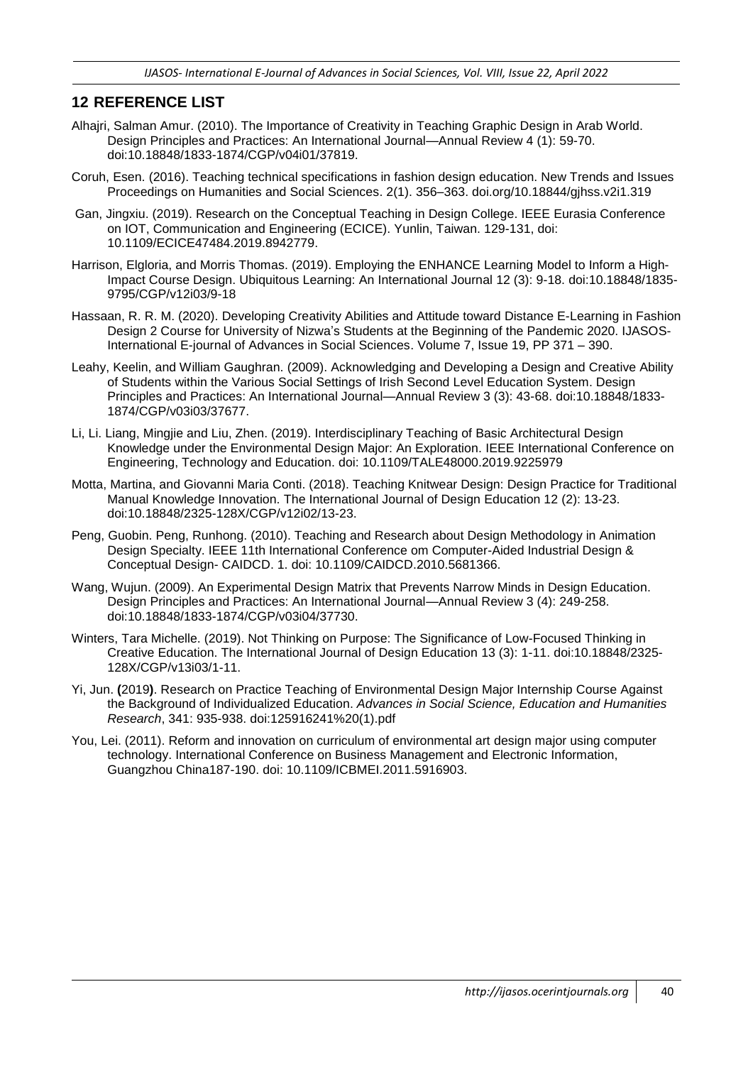## 12 REFERENCE LIST

Alhajri, Salman Amur. (2010). The Importance of Creativity in Teaching Graphic Design in Arab World. Design Principles and Practices: An International Journal—Annual Review 4 (1): 59-70. doi:10.18848/1833-1874/CGP/v04i01/37819.

Coruh, Esen. (2016). Teaching technical specifications in fashion design education. New Trends and Issues Proceedings on Humanities and Social Sciences. 2(1). 356–363. doi.org/10.18844/gjhss.v2i1.319

Gan, Jingxiu. (2019). Research on the Conceptual Teaching in Design College. IEEE Eurasia Conference on IOT, Communication and Engineering (ECICE). Yunlin, Taiwan. 129-131, doi: 10.1109/ECICE47484.2019.8942779.

Harrison, Elgloria, and Morris Thomas. (2019). Employing the ENHANCE Learning Model to Inform a High-Impact Course Design. Ubiquitous Learning: An International Journal 12 (3): 9-18. doi:10.18848/1835-9795/CGP/v12i03/9-18

Hassaan, R. R. M. (2020). Developing Creativity Abilities and Attitude toward Distance E-Learning in Fashion Design 2 Course for University of Nizwa's Students at the Beginning of the Pandemic 2020. IJASOS- International E-journal of Advances in Social Sciences. Volume 7, Issue 19, PP 371 – 390.

Leahy, Keelin, and William Gaughran. (2009). Acknowledging and Developing a Design and Creative Ability of Students within the Various Social Settings of Irish Second Level Education System. Design Principles and Practices: An International Journal—Annual Review 3 (3): 43-68. doi:10.18848/1833-1874/CGP/v03i03/37677.

Li, Li. Liang, Mingjie and Liu, Zhen. (2019). Interdisciplinary Teaching of Basic Architectural Design Knowledge under the Environmental Design Major: An Exploration. IEEE International Conference on Engineering, Technology and Education. doi: 10.1109/TALE48000.2019.9225979

Motta, Martina, and Giovanni Maria Conti. (2018). Teaching Knitwear Design: Design Practice for Traditional Manual Knowledge Innovation. The International Journal of Design Education 12 (2): 13-23. doi:10.18848/2325-128X/CGP/v12i02/13-23.

Peng, Guobin. Peng, Runhong. (2010). Teaching and Research about Design Methodology in Animation Design Specialty. IEEE 11th International Conference om Computer-Aided Industrial Design & Conceptual Design- CAIDCD. 1. doi: 10.1109/CAIDCD.2010.5681366.

Wang, Wujun. (2009). An Experimental Design Matrix that Prevents Narrow Minds in Design Education. Design Principles and Practices: An International Journal—Annual Review 3 (4): 249-258. doi:10.18848/1833-1874/CGP/v03i04/37730.

Winters, Tara Michelle. (2019). Not Thinking on Purpose: The Significance of Low-Focused Thinking in Creative Education. The International Journal of Design Education 13 (3): 1-11. doi:10.18848/2325-128X/CGP/v13i03/1-11.

Yi, Jun. **(**2019**)**. Research on Practice Teaching of Environmental Design Major Internship Course Against the Background of Individualized Education. *Advances in Social Science, Education and Humanities Research*, 341: 935-938. doi:125916241%20(1).pdf

You, Lei. (2011). Reform and innovation on curriculum of environmental art design major using computer technology. International Conference on Business Management and Electronic Information, Guangzhou China187-190. doi: 10.1109/ICBMEI.2011.5916903.